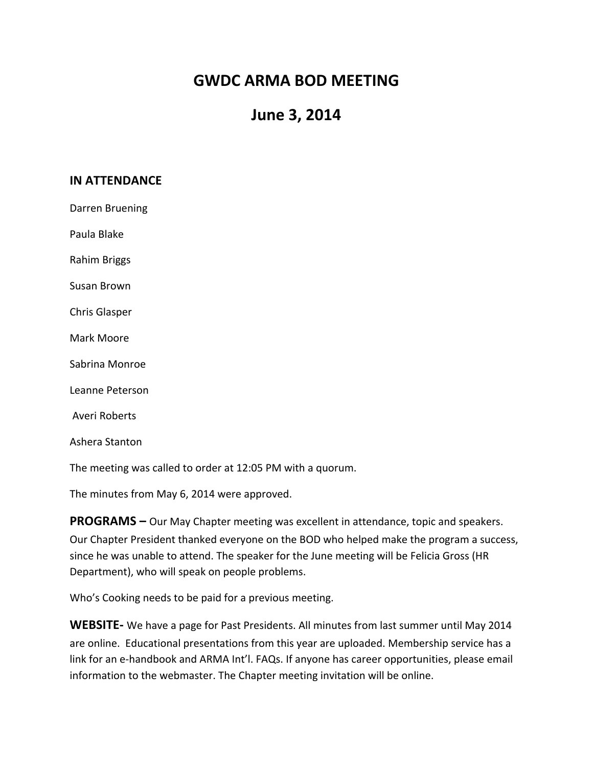# GWDC ARMA BOD MEETING

# June 3, 2014

### IN ATTENDANCE

Darren Bruening

Paula Blake

Rahim Briggs

Susan Brown

Chris Glasper

Mark Moore

Sabrina Monroe

Leanne Peterson

Averi Roberts

Ashera Stanton

The meeting was called to order at 12:05 PM with a quorum.

The minutes from May 6, 2014 were approved.

**PROGRAMS –** Our May Chapter meeting was excellent in attendance, topic and speakers. Our Chapter President thanked everyone on the BOD who helped make the program a success, since he was unable to attend. The speaker for the June meeting will be Felicia Gross (HR Department), who will speak on people problems.

Who's Cooking needs to be paid for a previous meeting.

**WEBSITE-** We have a page for Past Presidents. All minutes from last summer until May 2014 are online. Educational presentations from this year are uploaded. Membership service has a link for an e-handbook and ARMA Int'l. FAQs. If anyone has career opportunities, please email information to the webmaster. The Chapter meeting invitation will be online.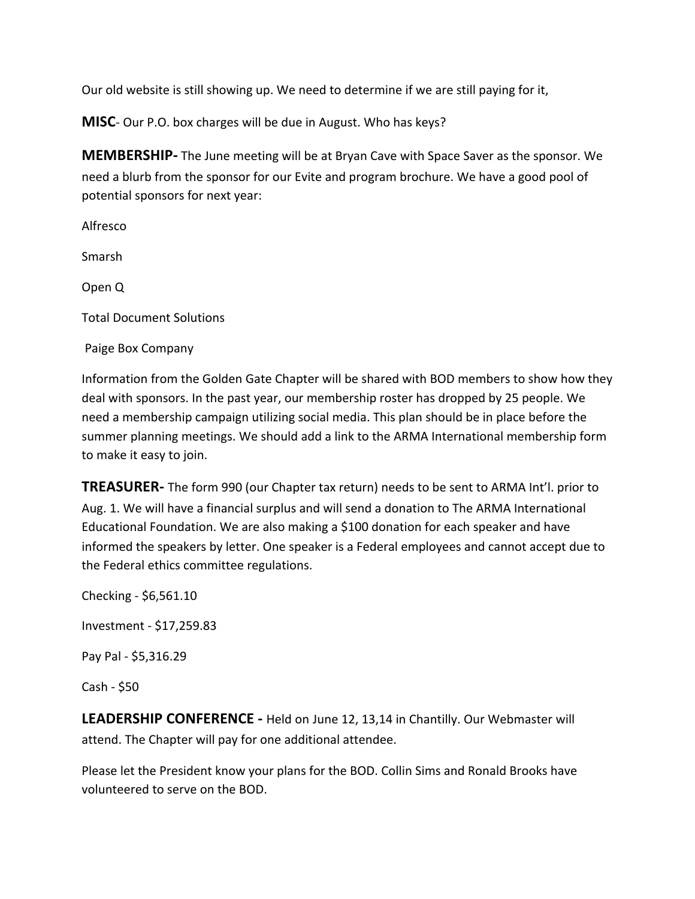Our old website is still showing up. We need to determine if we are still paying for it,

**MISC**- Our P.O. box charges will be due in August. Who has keys?

**MEMBERSHIP-** The June meeting will be at Bryan Cave with Space Saver as the sponsor. We need a blurb from the sponsor for our Evite and program brochure. We have a good pool of potential sponsors for next year:

Alfresco

Smarsh

Open Q

Total Document Solutions

Paige Box Company

Information from the Golden Gate Chapter will be shared with BOD members to show how they deal with sponsors. In the past year, our membership roster has dropped by 25 people. We need a membership campaign utilizing social media. This plan should be in place before the summer planning meetings. We should add a link to the ARMA International membership form to make it easy to join.

**TREASURER-** The form 990 (our Chapter tax return) needs to be sent to ARMA Int'l. prior to Aug. 1. We will have a financial surplus and will send a donation to The ARMA International Educational Foundation. We are also making a $100 donation for each speaker and have informed the speakers by letter. One speaker is a Federal employees and cannot accept due to the Federal ethics committee regulations.

Checking - $6,561.10

Investment - $17,259.83

Pay Pal - $5,316.29

Cash - $50

**LEADERSHIP CONFERENCE -** Held on June 12, 13,14 in Chantilly. Our Webmaster will attend. The Chapter will pay for one additional attendee.

Please let the President know your plans for the BOD. Collin Sims and Ronald Brooks have volunteered to serve on the BOD.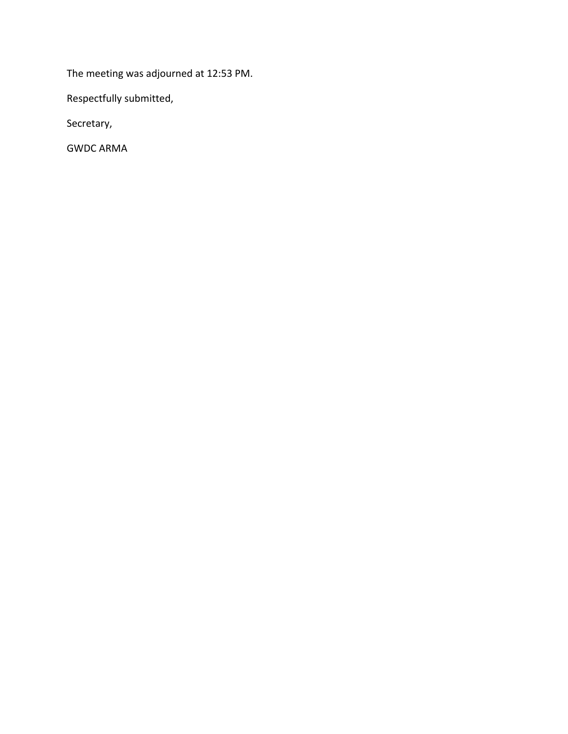The meeting was adjourned at 12:53 PM.

Respectfully submitted,

Secretary,

GWDC ARMA